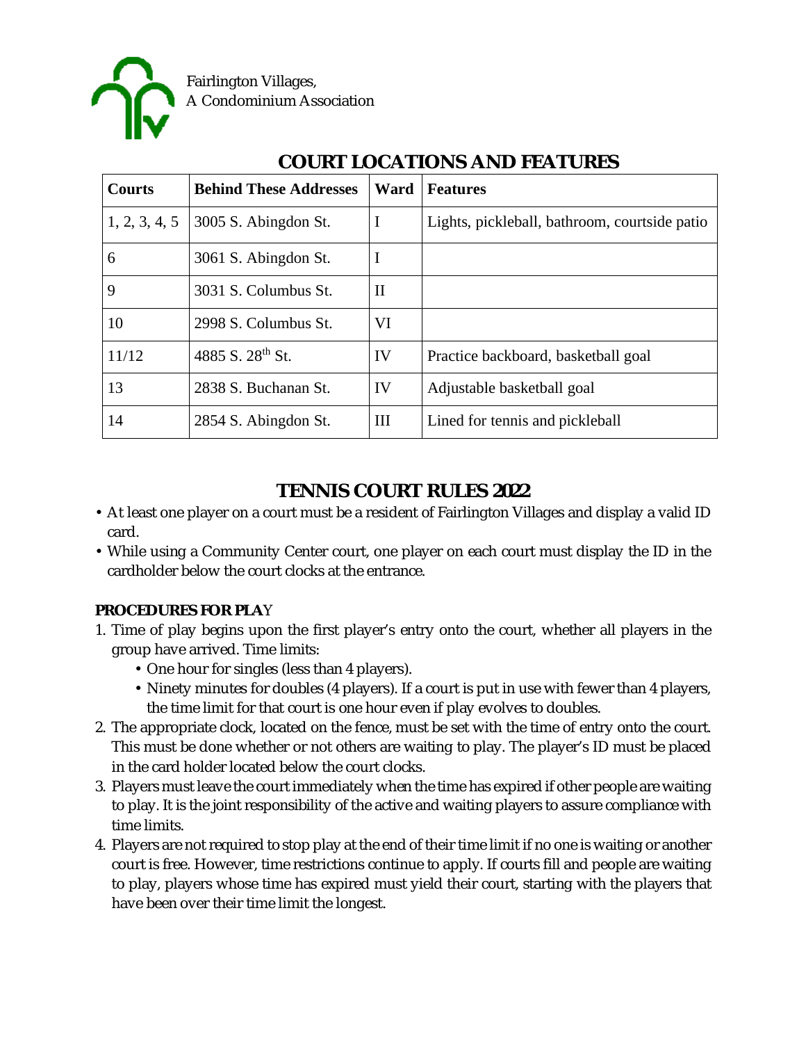Fairlington Villages,
A Condominium Association

# COURT LOCATIONS AND FEATURES

| Courts | Behind These Addresses | Ward | Features |
|---|---|---|---|
| 1, 2, 3, 4, 5 | 3005 S. Abingdon St. | I | Lights, pickleball, bathroom, courtside patio |
| 6 | 3061 S. Abingdon St. | I | |
| 9 | 3031 S. Columbus St. | II | |
| 10 | 2998 S. Columbus St. | VI | |
| 11/12 | 4885 S. 28th St. | IV | Practice backboard, basketball goal |
| 13 | 2838 S. Buchanan St. | IV | Adjustable basketball goal |
| 14 | 2854 S. Abingdon St. | III | Lined for tennis and pickleball |

# TENNIS COURT RULES 2022

- At least one player on a court must be a resident of Fairlington Villages and display a valid ID card.
- While using a Community Center court, one player on each court must display the ID in the cardholder below the court clocks at the entrance.

**PROCEDURES FOR PLAY**

1. Time of play begins upon the first player's entry onto the court, whether all players in the group have arrived. Time limits:
   - One hour for singles (less than 4 players).
   - Ninety minutes for doubles (4 players). If a court is put in use with fewer than 4 players, the time limit for that court is one hour even if play evolves to doubles.
2. The appropriate clock, located on the fence, must be set with the time of entry onto the court. This must be done whether or not others are waiting to play. The player's ID must be placed in the card holder located below the court clocks.
3. Players must leave the court immediately when the time has expired if other people are waiting to play. It is the joint responsibility of the active and waiting players to assure compliance with time limits.
4. Players are not required to stop play at the end of their time limit if no one is waiting or another court is free. However, time restrictions continue to apply. If courts fill and people are waiting to play, players whose time has expired must yield their court, starting with the players that have been over their time limit the longest.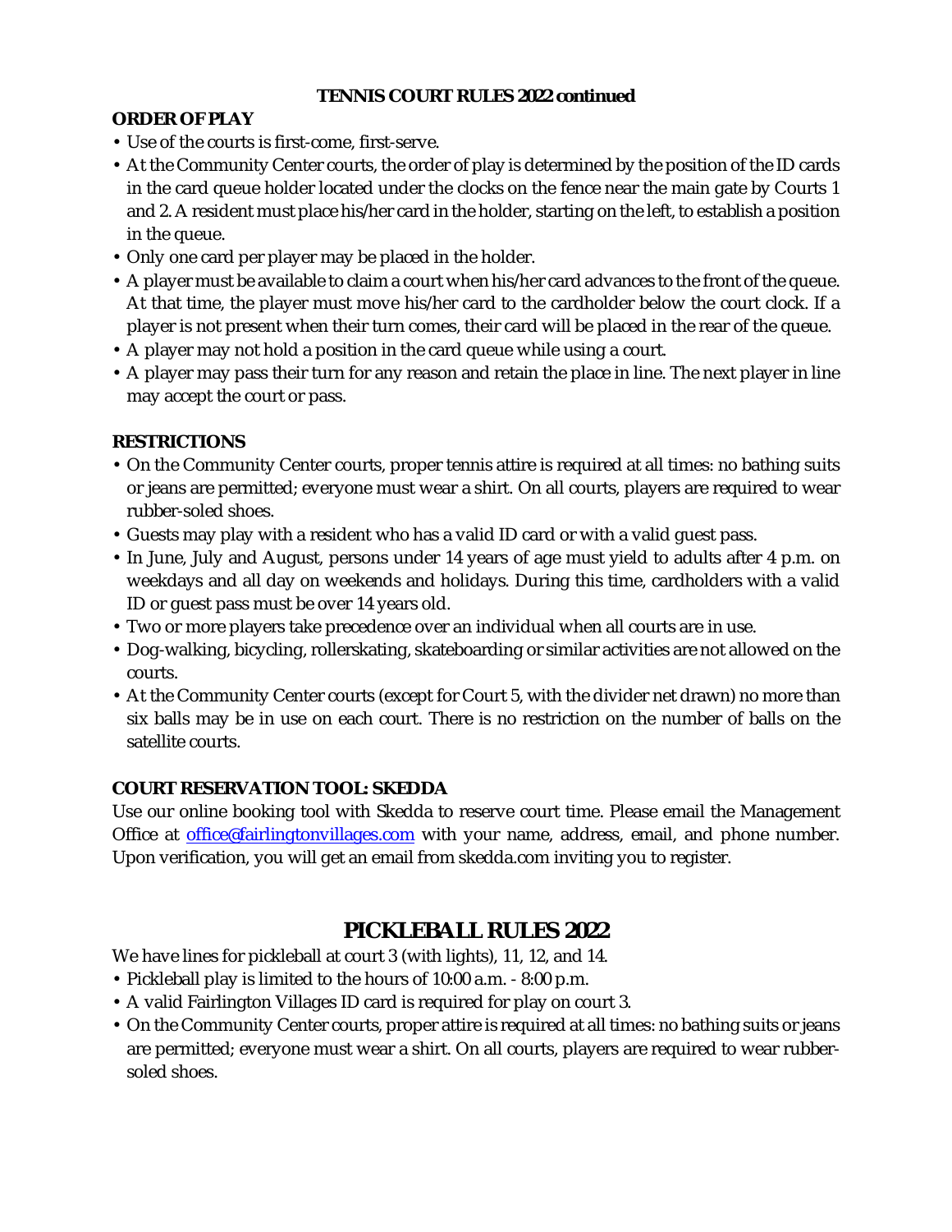**TENNIS COURT RULES 2022 continued**

**ORDER OF PLAY**

- Use of the courts is first-come, first-serve.
- At the Community Center courts, the order of play is determined by the position of the ID cards in the card queue holder located under the clocks on the fence near the main gate by Courts 1 and 2. A resident must place his/her card in the holder, starting on the left, to establish a position in the queue.
- Only one card per player may be placed in the holder.
- A player must be available to claim a court when his/her card advances to the front of the queue. At that time, the player must move his/her card to the cardholder below the court clock. If a player is not present when their turn comes, their card will be placed in the rear of the queue.
- A player may not hold a position in the card queue while using a court.
- A player may pass their turn for any reason and retain the place in line. The next player in line may accept the court or pass.

**RESTRICTIONS**

- On the Community Center courts, proper tennis attire is required at all times: no bathing suits or jeans are permitted; everyone must wear a shirt. On all courts, players are required to wear rubber-soled shoes.
- Guests may play with a resident who has a valid ID card or with a valid guest pass.
- In June, July and August, persons under 14 years of age must yield to adults after 4 p.m. on weekdays and all day on weekends and holidays. During this time, cardholders with a valid ID or guest pass must be over 14 years old.
- Two or more players take precedence over an individual when all courts are in use.
- Dog-walking, bicycling, rollerskating, skateboarding or similar activities are not allowed on the courts.
- At the Community Center courts (except for Court 5, with the divider net drawn) no more than six balls may be in use on each court. There is no restriction on the number of balls on the satellite courts.

**COURT RESERVATION TOOL: SKEDDA**

Use our online booking tool with Skedda to reserve court time. Please email the Management Office at office@fairlingtonvillages.com with your name, address, email, and phone number. Upon verification, you will get an email from skedda.com inviting you to register.

# PICKLEBALL RULES 2022

We have lines for pickleball at court 3 (with lights), 11, 12, and 14.

- Pickleball play is limited to the hours of 10:00 a.m. - 8:00 p.m.
- A valid Fairlington Villages ID card is required for play on court 3.
- On the Community Center courts, proper attire is required at all times: no bathing suits or jeans are permitted; everyone must wear a shirt. On all courts, players are required to wear rubber-soled shoes.